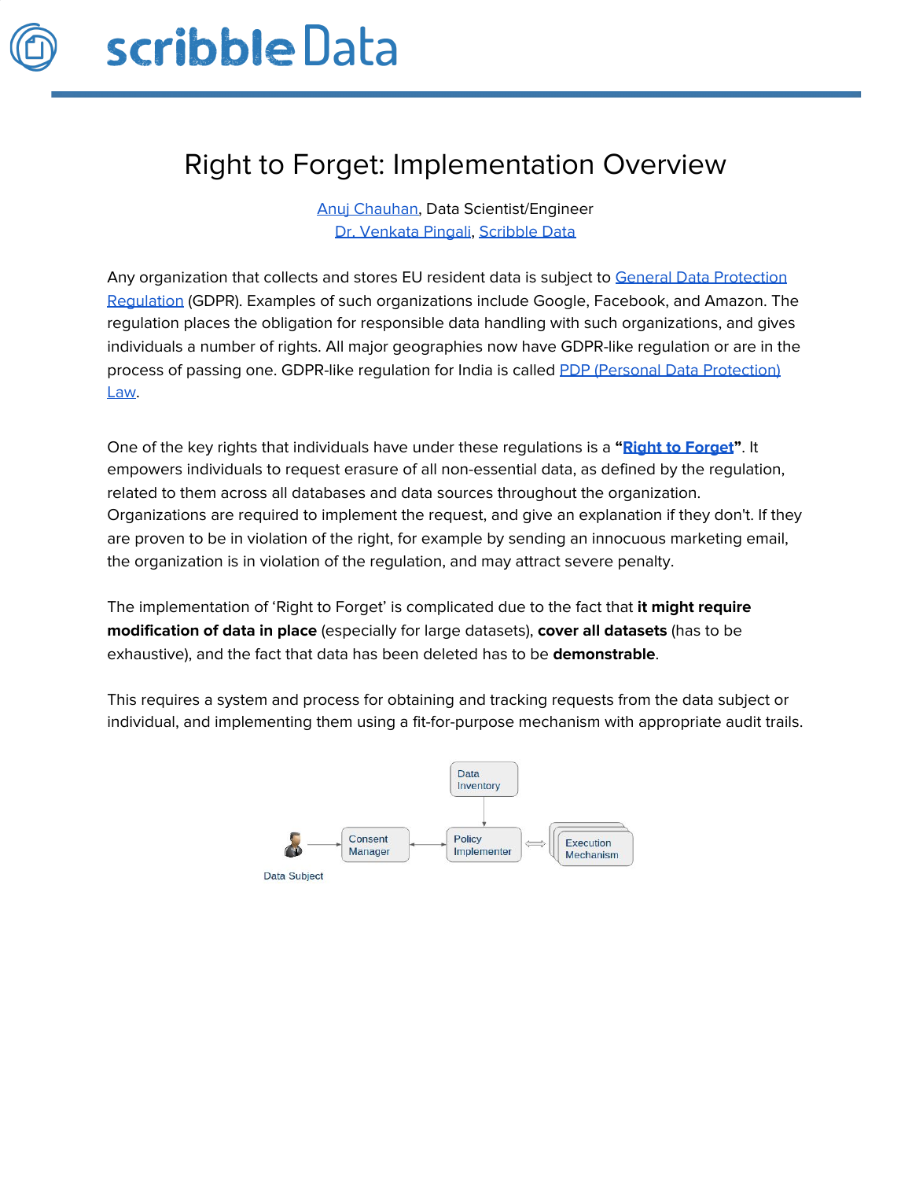# Right to Forget: Implementation Overview

Anuj Chauhan, Data Scientist/Engineer
Dr. Venkata Pingali, Scribble Data

Any organization that collects and stores EU resident data is subject to General Data Protection Regulation (GDPR). Examples of such organizations include Google, Facebook, and Amazon. The regulation places the obligation for responsible data handling with such organizations, and gives individuals a number of rights. All major geographies now have GDPR-like regulation or are in the process of passing one. GDPR-like regulation for India is called PDP (Personal Data Protection) Law.

One of the key rights that individuals have under these regulations is a **"Right to Forget"**. It empowers individuals to request erasure of all non-essential data, as defined by the regulation, related to them across all databases and data sources throughout the organization. Organizations are required to implement the request, and give an explanation if they don't. If they are proven to be in violation of the right, for example by sending an innocuous marketing email, the organization is in violation of the regulation, and may attract severe penalty.

The implementation of 'Right to Forget' is complicated due to the fact that **it might require modification of data in place** (especially for large datasets), **cover all datasets** (has to be exhaustive), and the fact that data has been deleted has to be **demonstrable**.

This requires a system and process for obtaining and tracking requests from the data subject or individual, and implementing them using a fit-for-purpose mechanism with appropriate audit trails.

Data Inventory

Data Subject → Consent Manager ↔ Policy Implementer ⇔ Execution Mechanism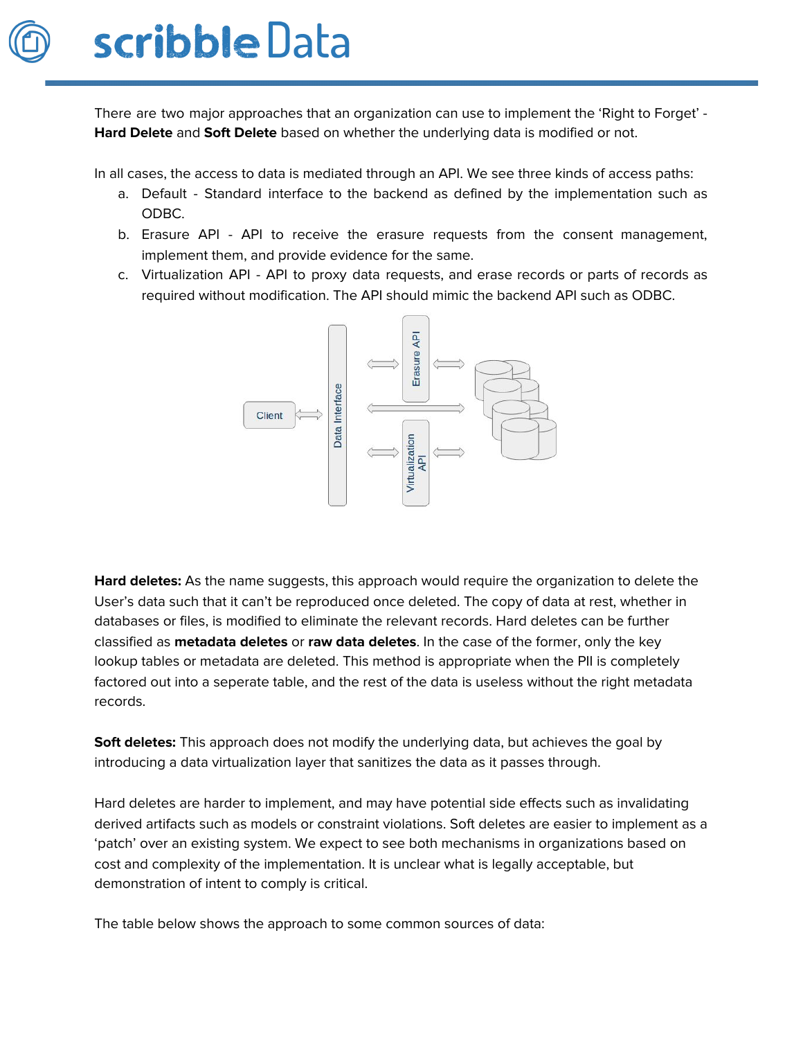There are two major approaches that an organization can use to implement the 'Right to Forget' - **Hard Delete** and **Soft Delete** based on whether the underlying data is modified or not.

In all cases, the access to data is mediated through an API. We see three kinds of access paths:

a. Default - Standard interface to the backend as defined by the implementation such as ODBC.
b. Erasure API - API to receive the erasure requests from the consent management, implement them, and provide evidence for the same.
c. Virtualization API - API to proxy data requests, and erase records or parts of records as required without modification. The API should mimic the backend API such as ODBC.

**Hard deletes:** As the name suggests, this approach would require the organization to delete the User's data such that it can't be reproduced once deleted. The copy of data at rest, whether in databases or files, is modified to eliminate the relevant records. Hard deletes can be further classified as **metadata deletes** or **raw data deletes**. In the case of the former, only the key lookup tables or metadata are deleted. This method is appropriate when the PII is completely factored out into a seperate table, and the rest of the data is useless without the right metadata records.

**Soft deletes:** This approach does not modify the underlying data, but achieves the goal by introducing a data virtualization layer that sanitizes the data as it passes through.

Hard deletes are harder to implement, and may have potential side effects such as invalidating derived artifacts such as models or constraint violations. Soft deletes are easier to implement as a 'patch' over an existing system. We expect to see both mechanisms in organizations based on cost and complexity of the implementation. It is unclear what is legally acceptable, but demonstration of intent to comply is critical.

The table below shows the approach to some common sources of data: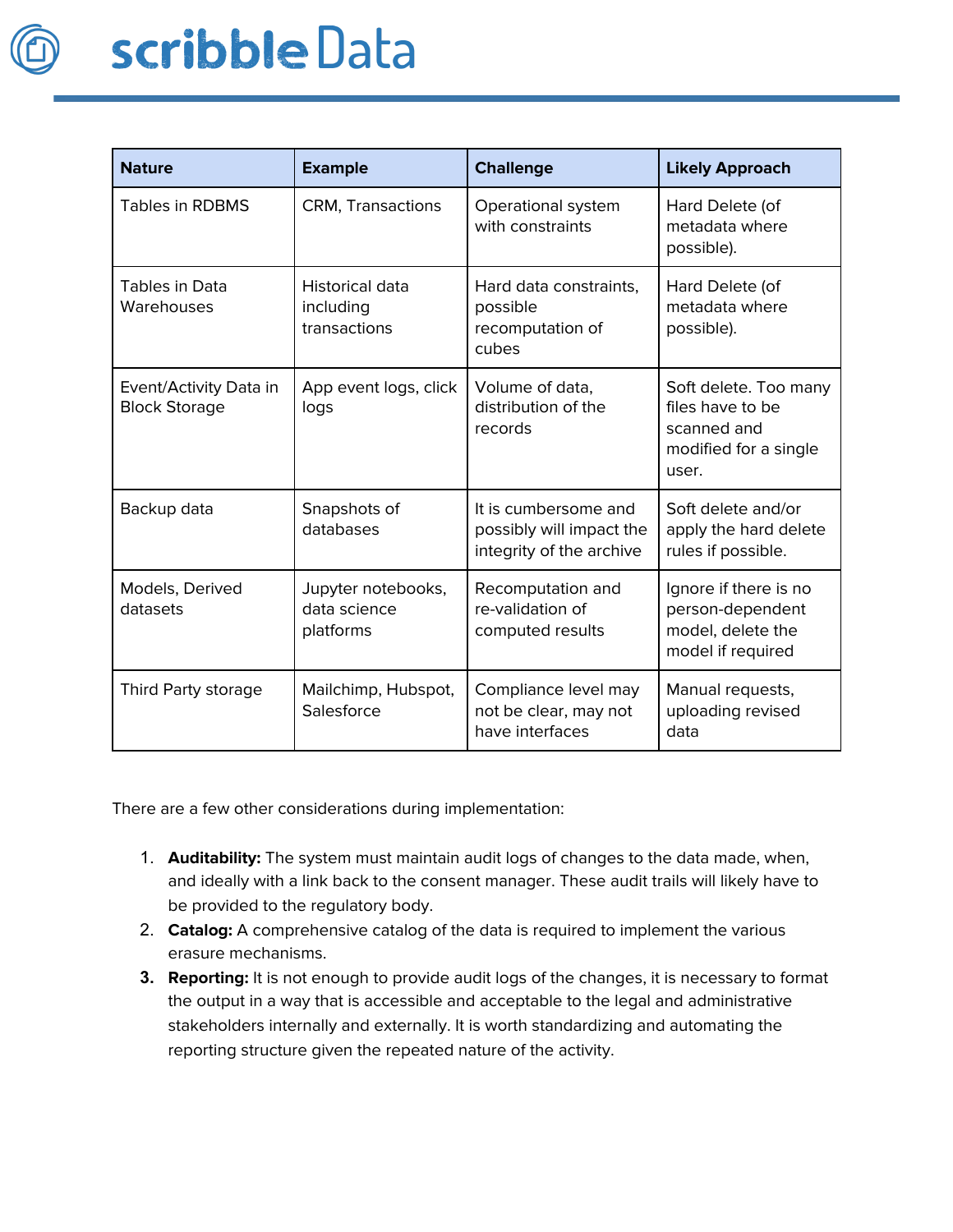| Nature | Example | Challenge | Likely Approach |
|---|---|---|---|
| Tables in RDBMS | CRM, Transactions | Operational system with constraints | Hard Delete (of metadata where possible). |
| Tables in Data Warehouses | Historical data including transactions | Hard data constraints, possible recomputation of cubes | Hard Delete (of metadata where possible). |
| Event/Activity Data in Block Storage | App event logs, click logs | Volume of data, distribution of the records | Soft delete. Too many files have to be scanned and modified for a single user. |
| Backup data | Snapshots of databases | It is cumbersome and possibly will impact the integrity of the archive | Soft delete and/or apply the hard delete rules if possible. |
| Models, Derived datasets | Jupyter notebooks, data science platforms | Recomputation and re-validation of computed results | Ignore if there is no person-dependent model, delete the model if required |
| Third Party storage | Mailchimp, Hubspot, Salesforce | Compliance level may not be clear, may not have interfaces | Manual requests, uploading revised data |

There are a few other considerations during implementation:

1. **Auditability:** The system must maintain audit logs of changes to the data made, when, and ideally with a link back to the consent manager. These audit trails will likely have to be provided to the regulatory body.
2. **Catalog:** A comprehensive catalog of the data is required to implement the various erasure mechanisms.
3. **Reporting:** It is not enough to provide audit logs of the changes, it is necessary to format the output in a way that is accessible and acceptable to the legal and administrative stakeholders internally and externally. It is worth standardizing and automating the reporting structure given the repeated nature of the activity.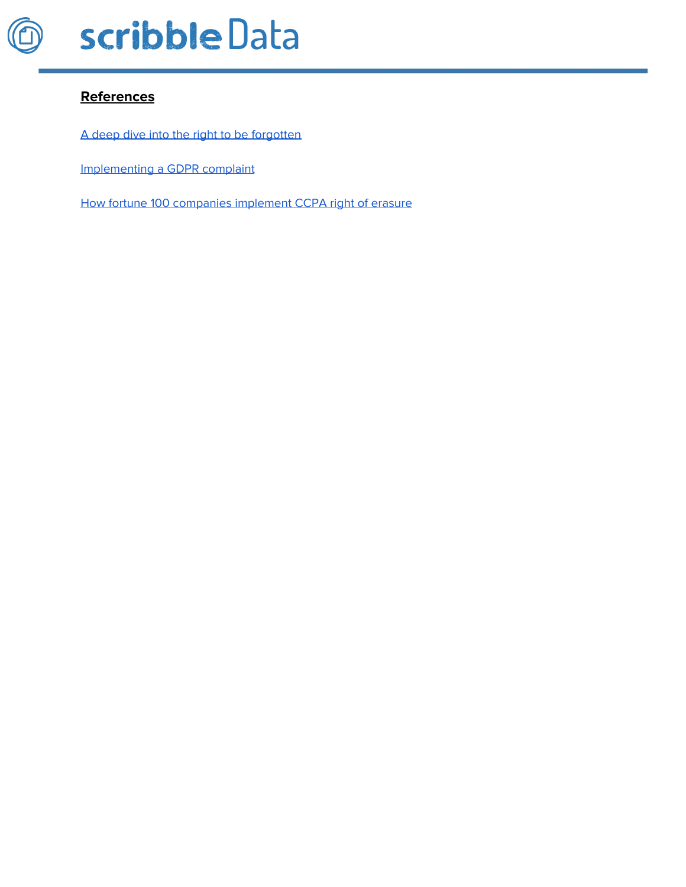**References**

A deep dive into the right to be forgotten

Implementing a GDPR complaint

How fortune 100 companies implement CCPA right of erasure